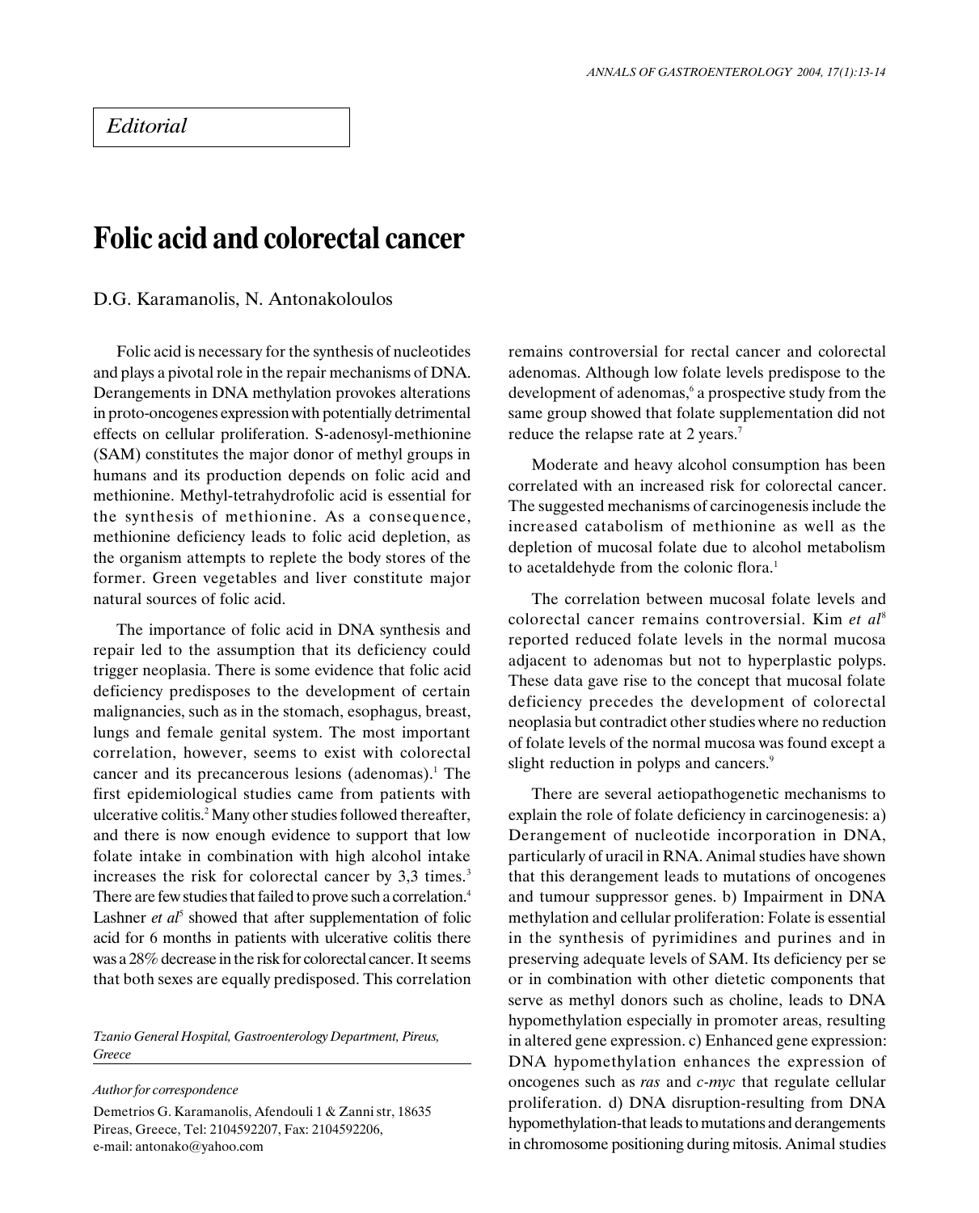*Editorial*

# Folic acid and colorectal cancer

D.G. Karamanolis, N. Antonakoloulos

Folic acid is necessary for the synthesis of nucleotides and plays a pivotal role in the repair mechanisms of DNA. Derangements in DNA methylation provokes alterations in proto-oncogenes expression with potentially detrimental effects on cellular proliferation. S-adenosyl-methionine (SAM) constitutes the major donor of methyl groups in humans and its production depends on folic acid and methionine. Methyl-tetrahydrofolic acid is essential for the synthesis of methionine. As a consequence, methionine deficiency leads to folic acid depletion, as the organism attempts to replete the body stores of the former. Green vegetables and liver constitute major natural sources of folic acid.

The importance of folic acid in DNA synthesis and repair led to the assumption that its deficiency could trigger neoplasia. There is some evidence that folic acid deficiency predisposes to the development of certain malignancies, such as in the stomach, esophagus, breast, lungs and female genital system. The most important correlation, however, seems to exist with colorectal cancer and its precancerous lesions (adenomas).[1] The first epidemiological studies came from patients with ulcerative colitis.[2] Many other studies followed thereafter, and there is now enough evidence to support that low folate intake in combination with high alcohol intake increases the risk for colorectal cancer by 3,3 times.[3] There are few studies that failed to prove such a correlation.[4] Lashner *et al*[5] showed that after supplementation of folic acid for 6 months in patients with ulcerative colitis there was a 28% decrease in the risk for colorectal cancer. It seems that both sexes are equally predisposed. This correlation remains controversial for rectal cancer and colorectal adenomas. Although low folate levels predispose to the development of adenomas,[6] a prospective study from the same group showed that folate supplementation did not reduce the relapse rate at 2 years.[7]

Moderate and heavy alcohol consumption has been correlated with an increased risk for colorectal cancer. The suggested mechanisms of carcinogenesis include the increased catabolism of methionine as well as the depletion of mucosal folate due to alcohol metabolism to acetaldehyde from the colonic flora.[1]

The correlation between mucosal folate levels and colorectal cancer remains controversial. Kim *et al*[8] reported reduced folate levels in the normal mucosa adjacent to adenomas but not to hyperplastic polyps. These data gave rise to the concept that mucosal folate deficiency precedes the development of colorectal neoplasia but contradict other studies where no reduction of folate levels of the normal mucosa was found except a slight reduction in polyps and cancers.[9]

There are several aetiopathogenetic mechanisms to explain the role of folate deficiency in carcinogenesis: a) Derangement of nucleotide incorporation in DNA, particularly of uracil in RNA. Animal studies have shown that this derangement leads to mutations of oncogenes and tumour suppressor genes. b) Impairment in DNA methylation and cellular proliferation: Folate is essential in the synthesis of pyrimidines and purines and in preserving adequate levels of SAM. Its deficiency per se or in combination with other dietetic components that serve as methyl donors such as choline, leads to DNA hypomethylation especially in promoter areas, resulting in altered gene expression. c) Enhanced gene expression: DNA hypomethylation enhances the expression of oncogenes such as *ras* and *c-myc* that regulate cellular proliferation. d) DNA disruption-resulting from DNA hypomethylation-that leads to mutations and derangements in chromosome positioning during mitosis. Animal studies

*Tzanio General Hospital, Gastroenterology Department, Pireus, Greece*

*Author for correspondence*

Demetrios G. Karamanolis, Afendouli 1 & Zanni str, 18635 Pireas, Greece, Tel: 2104592207, Fax: 2104592206, e-mail: antonako@yahoo.com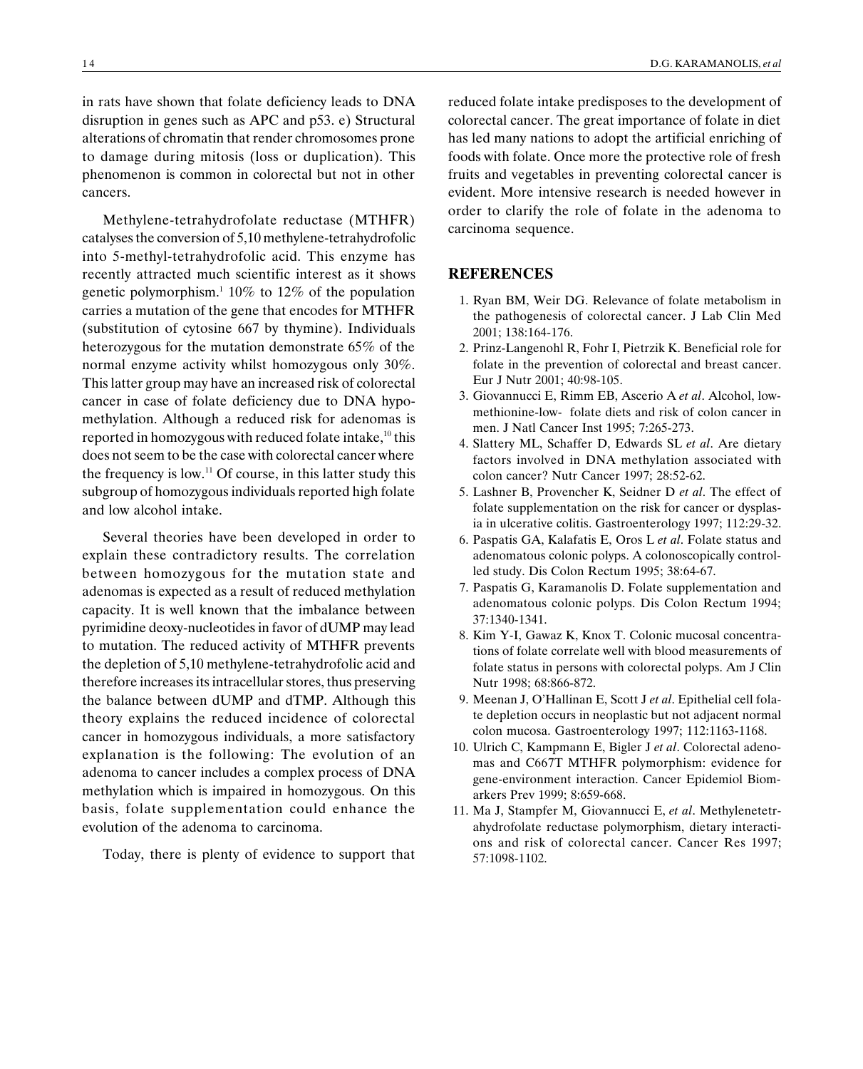in rats have shown that folate deficiency leads to DNA disruption in genes such as APC and p53. e) Structural alterations of chromatin that render chromosomes prone to damage during mitosis (loss or duplication). This phenomenon is common in colorectal but not in other cancers.

Methylene-tetrahydrofolate reductase (MTHFR) catalyses the conversion of 5,10 methylene-tetrahydrofolic into 5-methyl-tetrahydrofolic acid. This enzyme has recently attracted much scientific interest as it shows genetic polymorphism.[1] 10% to 12% of the population carries a mutation of the gene that encodes for MTHFR (substitution of cytosine 667 by thymine). Individuals heterozygous for the mutation demonstrate 65% of the normal enzyme activity whilst homozygous only 30%. This latter group may have an increased risk of colorectal cancer in case of folate deficiency due to DNA hypomethylation. Although a reduced risk for adenomas is reported in homozygous with reduced folate intake,[10] this does not seem to be the case with colorectal cancer where the frequency is low.[11] Of course, in this latter study this subgroup of homozygous individuals reported high folate and low alcohol intake.

Several theories have been developed in order to explain these contradictory results. The correlation between homozygous for the mutation state and adenomas is expected as a result of reduced methylation capacity. It is well known that the imbalance between pyrimidine deoxy-nucleotides in favor of dUMP may lead to mutation. The reduced activity of MTHFR prevents the depletion of 5,10 methylene-tetrahydrofolic acid and therefore increases its intracellular stores, thus preserving the balance between dUMP and dTMP. Although this theory explains the reduced incidence of colorectal cancer in homozygous individuals, a more satisfactory explanation is the following: The evolution of an adenoma to cancer includes a complex process of DNA methylation which is impaired in homozygous. On this basis, folate supplementation could enhance the evolution of the adenoma to carcinoma.

Today, there is plenty of evidence to support that reduced folate intake predisposes to the development of colorectal cancer. The great importance of folate in diet has led many nations to adopt the artificial enriching of foods with folate. Once more the protective role of fresh fruits and vegetables in preventing colorectal cancer is evident. More intensive research is needed however in order to clarify the role of folate in the adenoma to carcinoma sequence.

## REFERENCES

1. Ryan BM, Weir DG. Relevance of folate metabolism in the pathogenesis of colorectal cancer. J Lab Clin Med 2001; 138:164-176.
2. Prinz-Langenohl R, Fohr I, Pietrzik K. Beneficial role for folate in the prevention of colorectal and breast cancer. Eur J Nutr 2001; 40:98-105.
3. Giovannucci E, Rimm EB, Ascerio A *et al*. Alcohol, low-methionine-low- folate diets and risk of colon cancer in men. J Natl Cancer Inst 1995; 7:265-273.
4. Slattery ML, Schaffer D, Edwards SL *et al*. Are dietary factors involved in DNA methylation associated with colon cancer? Nutr Cancer 1997; 28:52-62.
5. Lashner B, Provencher K, Seidner D *et al*. The effect of folate supplementation on the risk for cancer or dysplasia in ulcerative colitis. Gastroenterology 1997; 112:29-32.
6. Paspatis GA, Kalafatis E, Oros L *et al*. Folate status and adenomatous colonic polyps. A colonoscopically controlled study. Dis Colon Rectum 1995; 38:64-67.
7. Paspatis G, Karamanolis D. Folate supplementation and adenomatous colonic polyps. Dis Colon Rectum 1994; 37:1340-1341.
8. Kim Y-I, Gawaz K, Knox T. Colonic mucosal concentrations of folate correlate well with blood measurements of folate status in persons with colorectal polyps. Am J Clin Nutr 1998; 68:866-872.
9. Meenan J, O'Hallinan E, Scott J *et al*. Epithelial cell folate depletion occurs in neoplastic but not adjacent normal colon mucosa. Gastroenterology 1997; 112:1163-1168.
10. Ulrich C, Kampmann E, Bigler J *et al*. Colorectal adenomas and C667T MTHFR polymorphism: evidence for gene-environment interaction. Cancer Epidemiol Biomarkers Prev 1999; 8:659-668.
11. Ma J, Stampfer M, Giovannucci E, *et al*. Methylenetetrahydrofolate reductase polymorphism, dietary interactions and risk of colorectal cancer. Cancer Res 1997; 57:1098-1102.